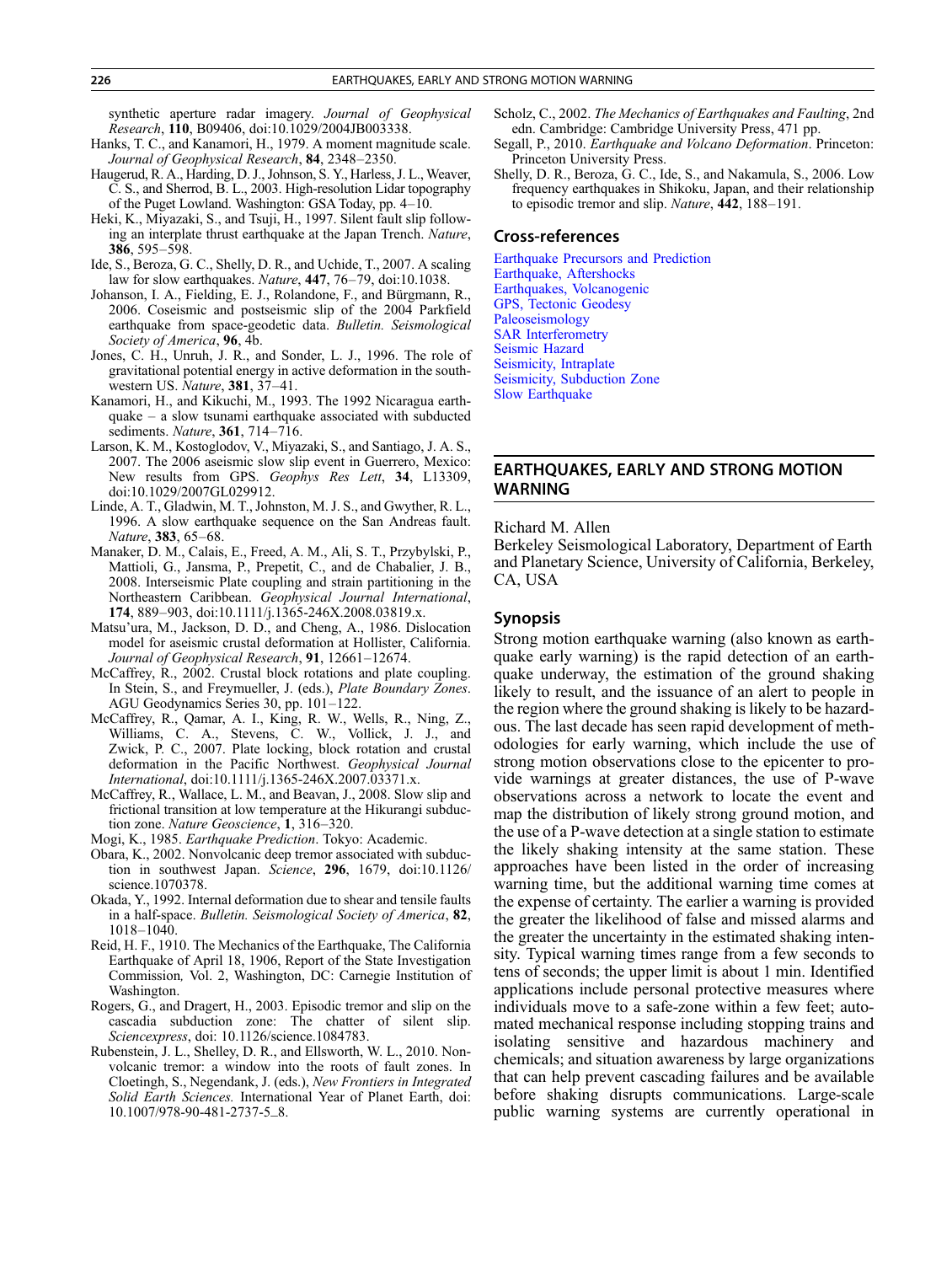synthetic aperture radar imagery. *Journal of Geophysical Research*, **110**, B09406, doi:10.1029/2004JB003338.

Hanks, T. C., and Kanamori, H., 1979. A moment magnitude scale. *Journal of Geophysical Research*, **84**, 2348–2350.

Haugerud, R. A., Harding, D. J., Johnson, S. Y., Harless, J. L., Weaver, C. S., and Sherrod, B. L., 2003. High-resolution Lidar topography of the Puget Lowland. Washington: GSA Today, pp. 4–10.

Heki, K., Miyazaki, S., and Tsuji, H., 1997. Silent fault slip following an interplate thrust earthquake at the Japan Trench. *Nature*, **386**, 595–598.

Ide, S., Beroza, G. C., Shelly, D. R., and Uchide, T., 2007. A scaling law for slow earthquakes. *Nature*, **447**, 76–79, doi:10.1038.

Johanson, I. A., Fielding, E. J., Rolandone, F., and Bürgmann, R., 2006. Coseismic and postseismic slip of the 2004 Parkfield earthquake from space-geodetic data. *Bulletin. Seismological Society of America*, **96**, 4b.

Jones, C. H., Unruh, J. R., and Sonder, L. J., 1996. The role of gravitational potential energy in active deformation in the southwestern US. *Nature*, **381**, 37–41.

Kanamori, H., and Kikuchi, M., 1993. The 1992 Nicaragua earthquake – a slow tsunami earthquake associated with subducted sediments. *Nature*, **361**, 714–716.

Larson, K. M., Kostoglodov, V., Miyazaki, S., and Santiago, J. A. S., 2007. The 2006 aseismic slow slip event in Guerrero, Mexico: New results from GPS. *Geophys Res Lett*, **34**, L13309, doi:10.1029/2007GL029912.

Linde, A. T., Gladwin, M. T., Johnston, M. J. S., and Gwyther, R. L., 1996. A slow earthquake sequence on the San Andreas fault. *Nature*, **383**, 65–68.

Manaker, D. M., Calais, E., Freed, A. M., Ali, S. T., Przybylski, P., Mattioli, G., Jansma, P., Prepetit, C., and de Chabalier, J. B., 2008. Interseismic Plate coupling and strain partitioning in the Northeastern Caribbean. *Geophysical Journal International*, **174**, 889–903, doi:10.1111/j.1365-246X.2008.03819.x.

Matsu'ura, M., Jackson, D. D., and Cheng, A., 1986. Dislocation model for aseismic crustal deformation at Hollister, California. *Journal of Geophysical Research*, **91**, 12661–12674.

McCaffrey, R., 2002. Crustal block rotations and plate coupling. In Stein, S., and Freymueller, J. (eds.), *Plate Boundary Zones*. AGU Geodynamics Series 30, pp. 101–122.

McCaffrey, R., Qamar, A. I., King, R. W., Wells, R., Ning, Z., Williams, C. A., Stevens, C. W., Vollick, J. J., and Zwick, P. C., 2007. Plate locking, block rotation and crustal deformation in the Pacific Northwest. *Geophysical Journal International*, doi:10.1111/j.1365-246X.2007.03371.x.

McCaffrey, R., Wallace, L. M., and Beavan, J., 2008. Slow slip and frictional transition at low temperature at the Hikurangi subduction zone. *Nature Geoscience*, **1**, 316–320.

Mogi, K., 1985. *Earthquake Prediction*. Tokyo: Academic.

Obara, K., 2002. Nonvolcanic deep tremor associated with subduction in southwest Japan. *Science*, **296**, 1679, doi:10.1126/science.1070378.

Okada, Y., 1992. Internal deformation due to shear and tensile faults in a half-space. *Bulletin. Seismological Society of America*, **82**, 1018–1040.

Reid, H. F., 1910. The Mechanics of the Earthquake, The California Earthquake of April 18, 1906, Report of the State Investigation Commission*,* Vol. 2, Washington, DC: Carnegie Institution of Washington.

Rogers, G., and Dragert, H., 2003. Episodic tremor and slip on the cascadia subduction zone: The chatter of silent slip. *Sciencexpress*, doi: 10.1126/science.1084783.

Rubenstein, J. L., Shelley, D. R., and Ellsworth, W. L., 2010. Nonvolcanic tremor: a window into the roots of fault zones. In Cloetingh, S., Negendank, J. (eds.), *New Frontiers in Integrated Solid Earth Sciences.* International Year of Planet Earth, doi: 10.1007/978-90-481-2737-5_8.

Scholz, C., 2002. *The Mechanics of Earthquakes and Faulting*, 2nd edn. Cambridge: Cambridge University Press, 471 pp.

Segall, P., 2010. *Earthquake and Volcano Deformation*. Princeton: Princeton University Press.

Shelly, D. R., Beroza, G. C., Ide, S., and Nakamula, S., 2006. Low frequency earthquakes in Shikoku, Japan, and their relationship to episodic tremor and slip. *Nature*, **442**, 188–191.

## Cross-references

Earthquake Precursors and Prediction
Earthquake, Aftershocks
Earthquakes, Volcanogenic
GPS, Tectonic Geodesy
Paleoseismology
SAR Interferometry
Seismic Hazard
Seismicity, Intraplate
Seismicity, Subduction Zone
Slow Earthquake

# EARTHQUAKES, EARLY AND STRONG MOTION WARNING

Richard M. Allen
Berkeley Seismological Laboratory, Department of Earth and Planetary Science, University of California, Berkeley, CA, USA

## Synopsis

Strong motion earthquake warning (also known as earthquake early warning) is the rapid detection of an earthquake underway, the estimation of the ground shaking likely to result, and the issuance of an alert to people in the region where the ground shaking is likely to be hazardous. The last decade has seen rapid development of methodologies for early warning, which include the use of strong motion observations close to the epicenter to provide warnings at greater distances, the use of P-wave observations across a network to locate the event and map the distribution of likely strong ground motion, and the use of a P-wave detection at a single station to estimate the likely shaking intensity at the same station. These approaches have been listed in the order of increasing warning time, but the additional warning time comes at the expense of certainty. The earlier a warning is provided the greater the likelihood of false and missed alarms and the greater the uncertainty in the estimated shaking intensity. Typical warning times range from a few seconds to tens of seconds; the upper limit is about 1 min. Identified applications include personal protective measures where individuals move to a safe-zone within a few feet; automated mechanical response including stopping trains and isolating sensitive and hazardous machinery and chemicals; and situation awareness by large organizations that can help prevent cascading failures and be available before shaking disrupts communications. Large-scale public warning systems are currently operational in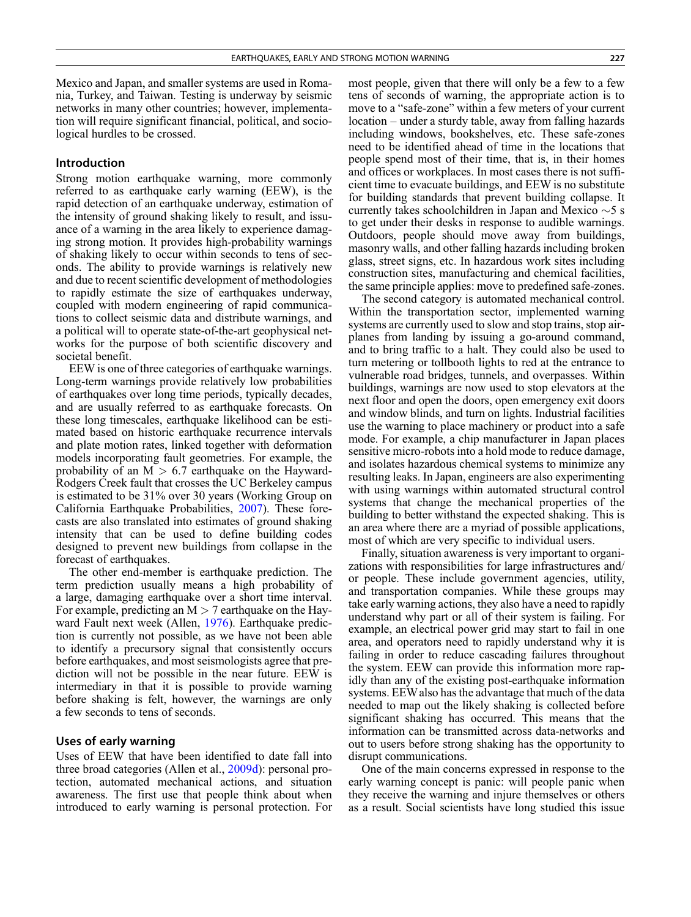Mexico and Japan, and smaller systems are used in Romania, Turkey, and Taiwan. Testing is underway by seismic networks in many other countries; however, implementation will require significant financial, political, and sociological hurdles to be crossed.

## Introduction

Strong motion earthquake warning, more commonly referred to as earthquake early warning (EEW), is the rapid detection of an earthquake underway, estimation of the intensity of ground shaking likely to result, and issuance of a warning in the area likely to experience damaging strong motion. It provides high-probability warnings of shaking likely to occur within seconds to tens of seconds. The ability to provide warnings is relatively new and due to recent scientific development of methodologies to rapidly estimate the size of earthquakes underway, coupled with modern engineering of rapid communications to collect seismic data and distribute warnings, and a political will to operate state-of-the-art geophysical networks for the purpose of both scientific discovery and societal benefit.

EEW is one of three categories of earthquake warnings. Long-term warnings provide relatively low probabilities of earthquakes over long time periods, typically decades, and are usually referred to as earthquake forecasts. On these long timescales, earthquake likelihood can be estimated based on historic earthquake recurrence intervals and plate motion rates, linked together with deformation models incorporating fault geometries. For example, the probability of an $M > 6.7$ earthquake on the Hayward-Rodgers Creek fault that crosses the UC Berkeley campus is estimated to be 31% over 30 years (Working Group on California Earthquake Probabilities, 2007). These forecasts are also translated into estimates of ground shaking intensity that can be used to define building codes designed to prevent new buildings from collapse in the forecast of earthquakes.

The other end-member is earthquake prediction. The term prediction usually means a high probability of a large, damaging earthquake over a short time interval. For example, predicting an $M > 7$ earthquake on the Hayward Fault next week (Allen, 1976). Earthquake prediction is currently not possible, as we have not been able to identify a precursory signal that consistently occurs before earthquakes, and most seismologists agree that prediction will not be possible in the near future. EEW is intermediary in that it is possible to provide warning before shaking is felt, however, the warnings are only a few seconds to tens of seconds.

## Uses of early warning

Uses of EEW that have been identified to date fall into three broad categories (Allen et al., 2009d): personal protection, automated mechanical actions, and situation awareness. The first use that people think about when introduced to early warning is personal protection. For most people, given that there will only be a few to a few tens of seconds of warning, the appropriate action is to move to a "safe-zone" within a few meters of your current location – under a sturdy table, away from falling hazards including windows, bookshelves, etc. These safe-zones need to be identified ahead of time in the locations that people spend most of their time, that is, in their homes and offices or workplaces. In most cases there is not sufficient time to evacuate buildings, and EEW is no substitute for building standards that prevent building collapse. It currently takes schoolchildren in Japan and Mexico ~5 s to get under their desks in response to audible warnings. Outdoors, people should move away from buildings, masonry walls, and other falling hazards including broken glass, street signs, etc. In hazardous work sites including construction sites, manufacturing and chemical facilities, the same principle applies: move to predefined safe-zones.

The second category is automated mechanical control. Within the transportation sector, implemented warning systems are currently used to slow and stop trains, stop airplanes from landing by issuing a go-around command, and to bring traffic to a halt. They could also be used to turn metering or tollbooth lights to red at the entrance to vulnerable road bridges, tunnels, and overpasses. Within buildings, warnings are now used to stop elevators at the next floor and open the doors, open emergency exit doors and window blinds, and turn on lights. Industrial facilities use the warning to place machinery or product into a safe mode. For example, a chip manufacturer in Japan places sensitive micro-robots into a hold mode to reduce damage, and isolates hazardous chemical systems to minimize any resulting leaks. In Japan, engineers are also experimenting with using warnings within automated structural control systems that change the mechanical properties of the building to better withstand the expected shaking. This is an area where there are a myriad of possible applications, most of which are very specific to individual users.

Finally, situation awareness is very important to organizations with responsibilities for large infrastructures and/or people. These include government agencies, utility, and transportation companies. While these groups may take early warning actions, they also have a need to rapidly understand why part or all of their system is failing. For example, an electrical power grid may start to fail in one area, and operators need to rapidly understand why it is failing in order to reduce cascading failures throughout the system. EEW can provide this information more rapidly than any of the existing post-earthquake information systems. EEW also has the advantage that much of the data needed to map out the likely shaking is collected before significant shaking has occurred. This means that the information can be transmitted across data-networks and out to users before strong shaking has the opportunity to disrupt communications.

One of the main concerns expressed in response to the early warning concept is panic: will people panic when they receive the warning and injure themselves or others as a result. Social scientists have long studied this issue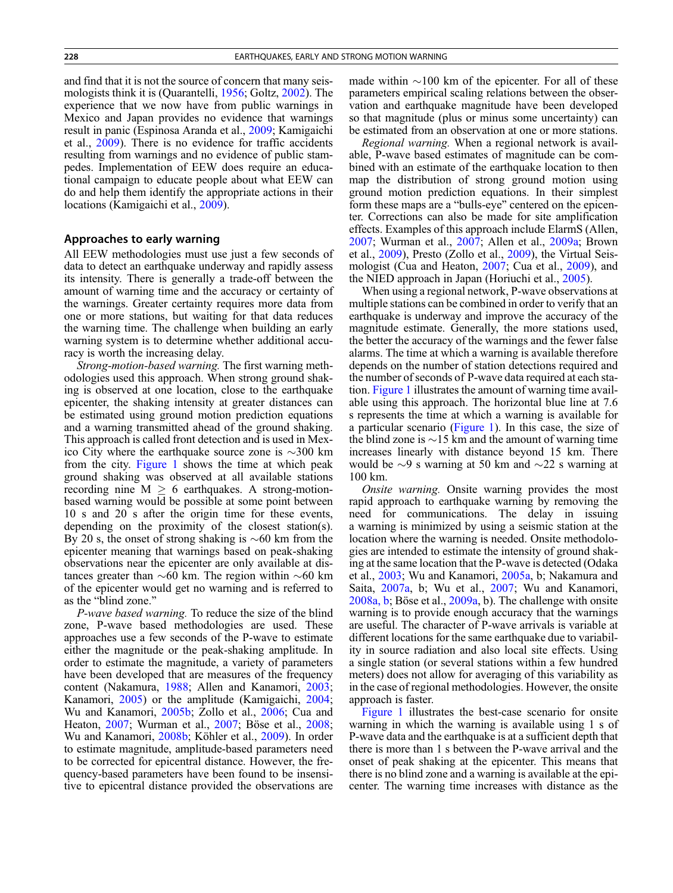and find that it is not the source of concern that many seismologists think it is (Quarantelli, 1956; Goltz, 2002). The experience that we now have from public warnings in Mexico and Japan provides no evidence that warnings result in panic (Espinosa Aranda et al., 2009; Kamigaichi et al., 2009). There is no evidence for traffic accidents resulting from warnings and no evidence of public stampedes. Implementation of EEW does require an educational campaign to educate people about what EEW can do and help them identify the appropriate actions in their locations (Kamigaichi et al., 2009).

## Approaches to early warning

All EEW methodologies must use just a few seconds of data to detect an earthquake underway and rapidly assess its intensity. There is generally a trade-off between the amount of warning time and the accuracy or certainty of the warnings. Greater certainty requires more data from one or more stations, but waiting for that data reduces the warning time. The challenge when building an early warning system is to determine whether additional accuracy is worth the increasing delay.

*Strong-motion-based warning.* The first warning methodologies used this approach. When strong ground shaking is observed at one location, close to the earthquake epicenter, the shaking intensity at greater distances can be estimated using ground motion prediction equations and a warning transmitted ahead of the ground shaking. This approach is called front detection and is used in Mexico City where the earthquake source zone is ~300 km from the city. Figure 1 shows the time at which peak ground shaking was observed at all available stations recording nine M $\geq$ 6 earthquakes. A strong-motion-based warning would be possible at some point between 10 s and 20 s after the origin time for these events, depending on the proximity of the closest station(s). By 20 s, the onset of strong shaking is ~60 km from the epicenter meaning that warnings based on peak-shaking observations near the epicenter are only available at distances greater than ~60 km. The region within ~60 km of the epicenter would get no warning and is referred to as the "blind zone."

*P-wave based warning.* To reduce the size of the blind zone, P-wave based methodologies are used. These approaches use a few seconds of the P-wave to estimate either the magnitude or the peak-shaking amplitude. In order to estimate the magnitude, a variety of parameters have been developed that are measures of the frequency content (Nakamura, 1988; Allen and Kanamori, 2003; Kanamori, 2005) or the amplitude (Kamigaichi, 2004; Wu and Kanamori, 2005b; Zollo et al., 2006; Cua and Heaton, 2007; Wurman et al., 2007; Böse et al., 2008; Wu and Kanamori, 2008b; Köhler et al., 2009). In order to estimate magnitude, amplitude-based parameters need to be corrected for epicentral distance. However, the frequency-based parameters have been found to be insensitive to epicentral distance provided the observations are made within ~100 km of the epicenter. For all of these parameters empirical scaling relations between the observation and earthquake magnitude have been developed so that magnitude (plus or minus some uncertainty) can be estimated from an observation at one or more stations.

*Regional warning.* When a regional network is available, P-wave based estimates of magnitude can be combined with an estimate of the earthquake location to then map the distribution of strong ground motion using ground motion prediction equations. In their simplest form these maps are a "bulls-eye" centered on the epicenter. Corrections can also be made for site amplification effects. Examples of this approach include ElarmS (Allen, 2007; Wurman et al., 2007; Allen et al., 2009a; Brown et al., 2009), Presto (Zollo et al., 2009), the Virtual Seismologist (Cua and Heaton, 2007; Cua et al., 2009), and the NIED approach in Japan (Horiuchi et al., 2005).

When using a regional network, P-wave observations at multiple stations can be combined in order to verify that an earthquake is underway and improve the accuracy of the magnitude estimate. Generally, the more stations used, the better the accuracy of the warnings and the fewer false alarms. The time at which a warning is available therefore depends on the number of station detections required and the number of seconds of P-wave data required at each station. Figure 1 illustrates the amount of warning time available using this approach. The horizontal blue line at 7.6 s represents the time at which a warning is available for a particular scenario (Figure 1). In this case, the size of the blind zone is ~15 km and the amount of warning time increases linearly with distance beyond 15 km. There would be ~9 s warning at 50 km and ~22 s warning at 100 km.

*Onsite warning.* Onsite warning provides the most rapid approach to earthquake warning by removing the need for communications. The delay in issuing a warning is minimized by using a seismic station at the location where the warning is needed. Onsite methodologies are intended to estimate the intensity of ground shaking at the same location that the P-wave is detected (Odaka et al., 2003; Wu and Kanamori, 2005a, b; Nakamura and Saita, 2007a, b; Wu et al., 2007; Wu and Kanamori, 2008a, b; Böse et al., 2009a, b). The challenge with onsite warning is to provide enough accuracy that the warnings are useful. The character of P-wave arrivals is variable at different locations for the same earthquake due to variability in source radiation and also local site effects. Using a single station (or several stations within a few hundred meters) does not allow for averaging of this variability as in the case of regional methodologies. However, the onsite approach is faster.

Figure 1 illustrates the best-case scenario for onsite warning in which the warning is available using 1 s of P-wave data and the earthquake is at a sufficient depth that there is more than 1 s between the P-wave arrival and the onset of peak shaking at the epicenter. This means that there is no blind zone and a warning is available at the epicenter. The warning time increases with distance as the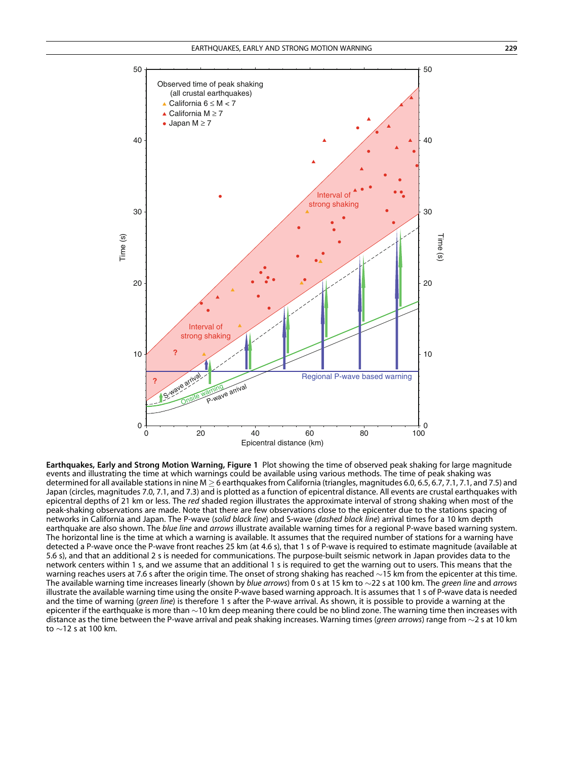**Earthquakes, Early and Strong Motion Warning, Figure 1** Plot showing the time of observed peak shaking for large magnitude events and illustrating the time at which warnings could be available using various methods. The time of peak shaking was determined for all available stations in nine M $\geq$ 6 earthquakes from California (triangles, magnitudes 6.0, 6.5, 6.7, 7.1, 7.1, and 7.5) and Japan (circles, magnitudes 7.0, 7.1, and 7.3) and is plotted as a function of epicentral distance. All events are crustal earthquakes with epicentral depths of 21 km or less. The *red* shaded region illustrates the approximate interval of strong shaking when most of the peak-shaking observations are made. Note that there are few observations close to the epicenter due to the stations spacing of networks in California and Japan. The P-wave (*solid black line*) and S-wave (*dashed black line*) arrival times for a 10 km depth earthquake are also shown. The *blue line* and *arrows* illustrate available warning times for a regional P-wave based warning system. The horizontal line is the time at which a warning is available. It assumes that the required number of stations for a warning have detected a P-wave once the P-wave front reaches 25 km (at 4.6 s), that 1 s of P-wave is required to estimate magnitude (available at 5.6 s), and that an additional 2 s is needed for communications. The purpose-built seismic network in Japan provides data to the network centers within 1 s, and we assume that an additional 1 s is required to get the warning out to users. This means that the warning reaches users at 7.6 s after the origin time. The onset of strong shaking has reached ~15 km from the epicenter at this time. The available warning time increases linearly (shown by *blue arrows*) from 0 s at 15 km to ~22 s at 100 km. The *green line* and *arrows* illustrate the available warning time using the onsite P-wave based warning approach. It is assumes that 1 s of P-wave data is needed and the time of warning (*green line*) is therefore 1 s after the P-wave arrival. As shown, it is possible to provide a warning at the epicenter if the earthquake is more than ~10 km deep meaning there could be no blind zone. The warning time then increases with distance as the time between the P-wave arrival and peak shaking increases. Warning times (*green arrows*) range from ~2 s at 10 km to ~12 s at 100 km.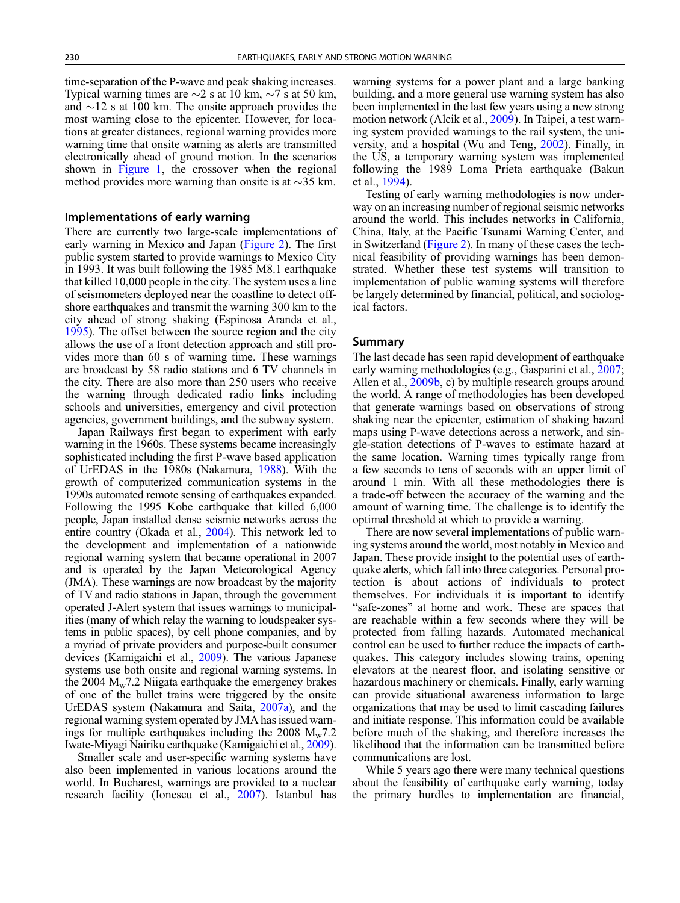time-separation of the P-wave and peak shaking increases. Typical warning times are ~2 s at 10 km, ~7 s at 50 km, and ~12 s at 100 km. The onsite approach provides the most warning close to the epicenter. However, for locations at greater distances, regional warning provides more warning time that onsite warning as alerts are transmitted electronically ahead of ground motion. In the scenarios shown in Figure 1, the crossover when the regional method provides more warning than onsite is at ~35 km.

## Implementations of early warning

There are currently two large-scale implementations of early warning in Mexico and Japan (Figure 2). The first public system started to provide warnings to Mexico City in 1993. It was built following the 1985 M8.1 earthquake that killed 10,000 people in the city. The system uses a line of seismometers deployed near the coastline to detect offshore earthquakes and transmit the warning 300 km to the city ahead of strong shaking (Espinosa Aranda et al., 1995). The offset between the source region and the city allows the use of a front detection approach and still provides more than 60 s of warning time. These warnings are broadcast by 58 radio stations and 6 TV channels in the city. There are also more than 250 users who receive the warning through dedicated radio links including schools and universities, emergency and civil protection agencies, government buildings, and the subway system.

Japan Railways first began to experiment with early warning in the 1960s. These systems became increasingly sophisticated including the first P-wave based application of UrEDAS in the 1980s (Nakamura, 1988). With the growth of computerized communication systems in the 1990s automated remote sensing of earthquakes expanded. Following the 1995 Kobe earthquake that killed 6,000 people, Japan installed dense seismic networks across the entire country (Okada et al., 2004). This network led to the development and implementation of a nationwide regional warning system that became operational in 2007 and is operated by the Japan Meteorological Agency (JMA). These warnings are now broadcast by the majority of TV and radio stations in Japan, through the government operated J-Alert system that issues warnings to municipalities (many of which relay the warning to loudspeaker systems in public spaces), by cell phone companies, and by a myriad of private providers and purpose-built consumer devices (Kamigaichi et al., 2009). The various Japanese systems use both onsite and regional warning systems. In the 2004 $M_w$7.2 Niigata earthquake the emergency brakes of one of the bullet trains were triggered by the onsite UrEDAS system (Nakamura and Saita, 2007a), and the regional warning system operated by JMA has issued warnings for multiple earthquakes including the 2008 $M_w$7.2 Iwate-Miyagi Nairiku earthquake (Kamigaichi et al., 2009).

Smaller scale and user-specific warning systems have also been implemented in various locations around the world. In Bucharest, warnings are provided to a nuclear research facility (Ionescu et al., 2007). Istanbul has warning systems for a power plant and a large banking building, and a more general use warning system has also been implemented in the last few years using a new strong motion network (Alcik et al., 2009). In Taipei, a test warning system provided warnings to the rail system, the university, and a hospital (Wu and Teng, 2002). Finally, in the US, a temporary warning system was implemented following the 1989 Loma Prieta earthquake (Bakun et al., 1994).

Testing of early warning methodologies is now underway on an increasing number of regional seismic networks around the world. This includes networks in California, China, Italy, at the Pacific Tsunami Warning Center, and in Switzerland (Figure 2). In many of these cases the technical feasibility of providing warnings has been demonstrated. Whether these test systems will transition to implementation of public warning systems will therefore be largely determined by financial, political, and sociological factors.

## Summary

The last decade has seen rapid development of earthquake early warning methodologies (e.g., Gasparini et al., 2007; Allen et al., 2009b, c) by multiple research groups around the world. A range of methodologies has been developed that generate warnings based on observations of strong shaking near the epicenter, estimation of shaking hazard maps using P-wave detections across a network, and single-station detections of P-waves to estimate hazard at the same location. Warning times typically range from a few seconds to tens of seconds with an upper limit of around 1 min. With all these methodologies there is a trade-off between the accuracy of the warning and the amount of warning time. The challenge is to identify the optimal threshold at which to provide a warning.

There are now several implementations of public warning systems around the world, most notably in Mexico and Japan. These provide insight to the potential uses of earthquake alerts, which fall into three categories. Personal protection is about actions of individuals to protect themselves. For individuals it is important to identify "safe-zones" at home and work. These are spaces that are reachable within a few seconds where they will be protected from falling hazards. Automated mechanical control can be used to further reduce the impacts of earthquakes. This category includes slowing trains, opening elevators at the nearest floor, and isolating sensitive or hazardous machinery or chemicals. Finally, early warning can provide situational awareness information to large organizations that may be used to limit cascading failures and initiate response. This information could be available before much of the shaking, and therefore increases the likelihood that the information can be transmitted before communications are lost.

While 5 years ago there were many technical questions about the feasibility of earthquake early warning, today the primary hurdles to implementation are financial,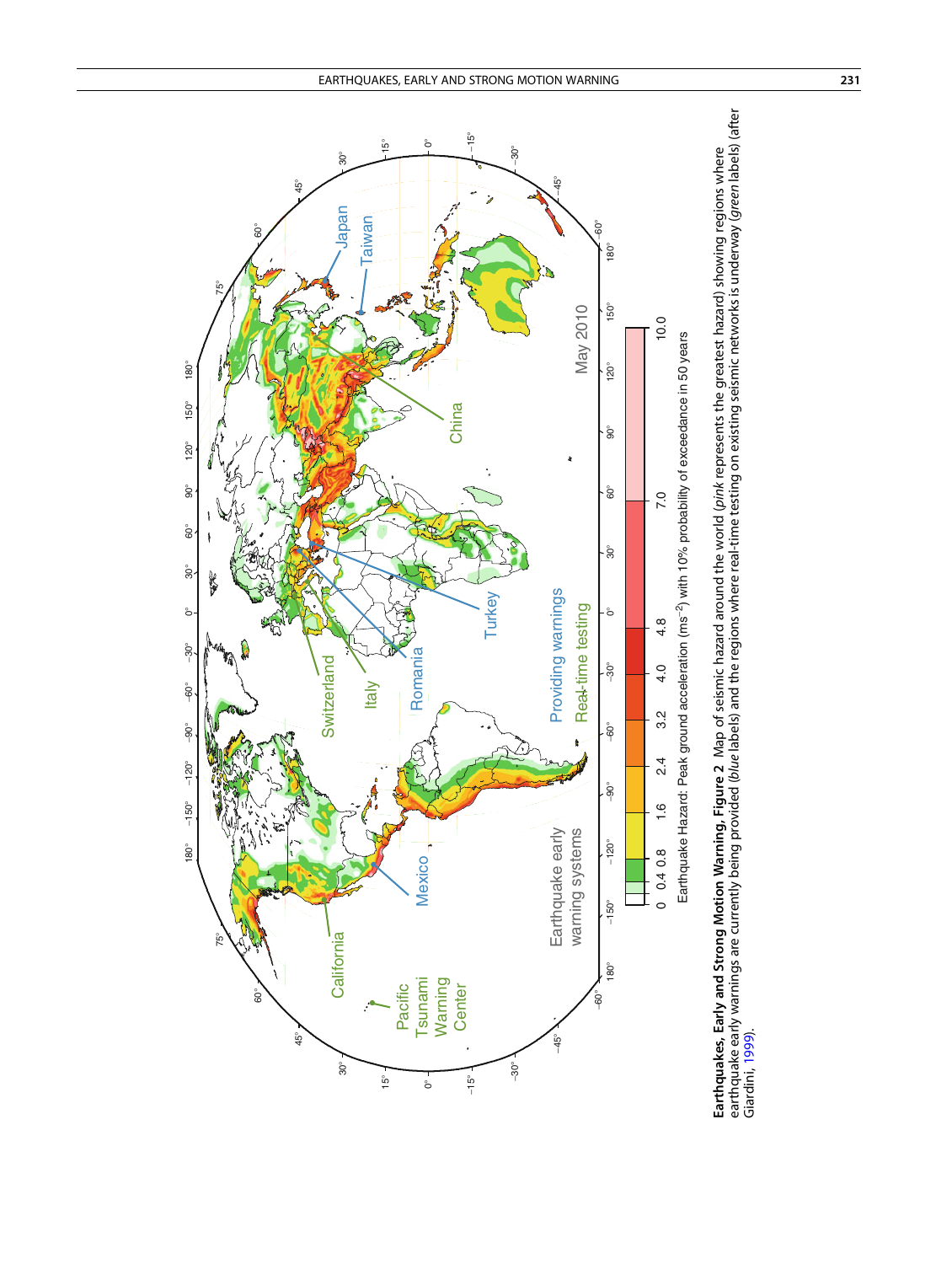**Earthquakes, Early and Strong Motion Warning, Figure 2** Map of seismic hazard around the world (*pink* represents the greatest hazard) showing regions where earthquake early warnings are currently being provided (*blue* labels) and the regions where real-time testing on existing seismic networks is underway (*green* labels) (after Giardini, 1999).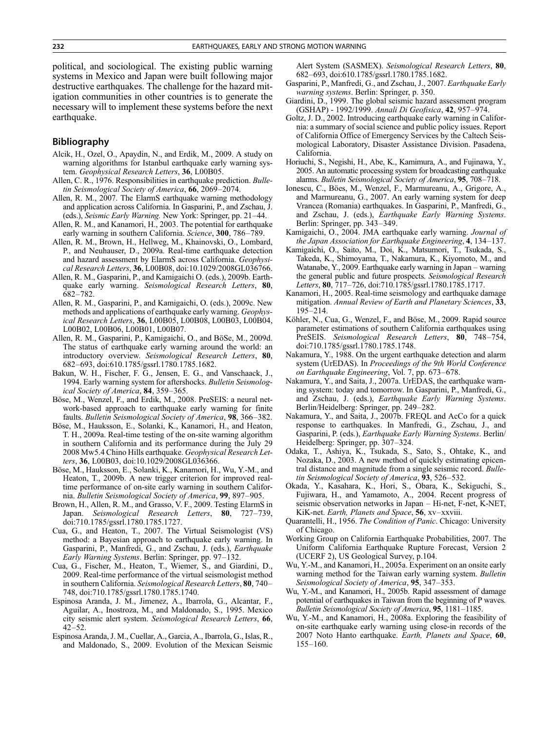political, and sociological. The existing public warning systems in Mexico and Japan were built following major destructive earthquakes. The challenge for the hazard mitigation communities in other countries is to generate the necessary will to implement these systems before the next earthquake.

## Bibliography

Alcik, H., Ozel, O., Apaydin, N., and Erdik, M., 2009. A study on warning algorithms for Istanbul earthquake early warning system. *Geophysical Research Letters*, **36**, L00B05.

Allen, C. R., 1976. Responsibilities in earthquake prediction. *Bulletin Seismological Society of America*, **66**, 2069–2074.

Allen, R. M., 2007. The ElarmS earthquake warning methodology and application across California. In Gasparini, P., and Zschau, J. (eds.), *Seismic Early Warning.* New York: Springer, pp. 21–44.

Allen, R. M., and Kanamori, H., 2003. The potential for earthquake early warning in southern California. *Science*, **300**, 786–789.

Allen, R. M., Brown, H., Hellweg, M., Khainovski, O., Lombard, P., and Neuhauser, D., 2009a. Real-time earthquake detection and hazard assessment by ElarmS across California. *Geophysical Research Letters*, **36**, L00B08, doi:10.1029/2008GL036766.

Allen, R. M., Gasparini, P., and Kamigaichi O. (eds.), 2009b. Earthquake early warning. *Seismological Research Letters*, **80**, 682–782.

Allen, R. M., Gasparini, P., and Kamigaichi, O. (eds.), 2009c. New methods and applications of earthquake early warning. *Geophysical Research Letters*, **36**, L00B05, L00B08, L00B03, L00B04, L00B02, L00B06, L00B01, L00B07.

Allen, R. M., Gasparini, P., Kamigaichi, O., and BöSe, M., 2009d. The status of earthquake early warning around the world: an introductory overview. *Seismological Research Letters*, **80**, 682–693, doi:610.1785/gssrl.1780.1785.1682.

Bakun, W. H., Fischer, F. G., Jensen, E. G., and Vanschaack, J., 1994. Early warning system for aftershocks. *Bulletin Seismological Society of America*, **84**, 359–365.

Böse, M., Wenzel, F., and Erdik, M., 2008. PreSEIS: a neural network-based approach to earthquake early warning for finite faults. *Bulletin Seismological Society of America*, **98**, 366–382.

Böse, M., Hauksson, E., Solanki, K., Kanamori, H., and Heaton, T. H., 2009a. Real-time testing of the on-site warning algorithm in southern California and its performance during the July 29 2008 Mw5.4 Chino Hills earthquake. *Geophysical Research Letters*, **36**, L00B03, doi:10.1029/2008GL036366.

Böse, M., Hauksson, E., Solanki, K., Kanamori, H., Wu, Y.-M., and Heaton, T., 2009b. A new trigger criterion for improved real-time performance of on-site early warning in southern California. *Bulletin Seismological Society of America*, **99**, 897–905.

Brown, H., Allen, R. M., and Grasso, V. F., 2009. Testing ElarmS in Japan. *Seismological Research Letters*, **80**, 727–739, doi:710.1785/gssrl.1780.1785.1727.

Cua, G., and Heaton, T., 2007. The Virtual Seismologist (VS) method: a Bayesian approach to earthquake early warning. In Gasparini, P., Manfredi, G., and Zschau, J. (eds.), *Earthquake Early Warning Systems*. Berlin: Springer, pp. 97–132.

Cua, G., Fischer, M., Heaton, T., Wiemer, S., and Giardini, D., 2009. Real-time performance of the virtual seismologist method in southern California. *Seismological Research Letters*, **80**, 740–748, doi:710.1785/gssrl.1780.1785.1740.

Espinosa Aranda, J. M., Jimenez, A., Ibarrola, G., Alcantar, F., Aguilar, A., Inostroza, M., and Maldonado, S., 1995. Mexico city seismic alert system. *Seismological Research Letters*, **66**, 42–52.

Espinosa Aranda, J. M., Cuellar, A., Garcia, A., Ibarrola, G., Islas, R., and Maldonado, S., 2009. Evolution of the Mexican Seismic Alert System (SASMEX). *Seismological Research Letters*, **80**, 682–693, doi:610.1785/gssrl.1780.1785.1682.

Gasparini, P., Manfredi, G., and Zschau, J., 2007. *Earthquake Early warning systems*. Berlin: Springer, p. 350.

Giardini, D., 1999. The global seismic hazard assessment program (GSHAP) - 1992/1999. *Annali Di Geofisica*, **42**, 957–974.

Goltz, J. D., 2002. Introducing earthquake early warning in California: a summary of social science and public policy issues. Report of California Office of Emergency Services by the Caltech Seismological Laboratory, Disaster Assistance Division. Pasadena, California.

Horiuchi, S., Negishi, H., Abe, K., Kamimura, A., and Fujinawa, Y., 2005. An automatic processing system for broadcasting earthquake alarms. *Bulletin Seismological Society of America*, **95**, 708–718.

Ionescu, C., Böes, M., Wenzel, F., Marmureanu, A., Grigore, A., and Marmureanu, G., 2007. An early warning system for deep Vrancea (Romania) earthquakes. In Gasparini, P., Manfredi, G., and Zschau, J. (eds.), *Earthquake Early Warning Systems*. Berlin: Springer, pp. 343–349.

Kamigaichi, O., 2004. JMA earthquake early warning. *Journal of the Japan Association for Earthquake Engineering*, **4**, 134–137.

Kamigaichi, O., Saito, M., Doi, K., Matsumori, T., Tsukada, S., Takeda, K., Shimoyama, T., Nakamura, K., Kiyomoto, M., and Watanabe, Y., 2009. Earthquake early warning in Japan – warning the general public and future prospects. *Seismological Research Letters*, **80**, 717–726, doi:710.1785/gssrl.1780.1785.1717.

Kanamori, H., 2005. Real-time seismology and earthquake damage mitigation. *Annual Review of Earth and Planetary Sciences*, **33**, 195–214.

Köhler, N., Cua, G., Wenzel, F., and Böse, M., 2009. Rapid source parameter estimations of southern California earthquakes using PreSEIS. *Seismological Research Letters*, **80**, 748–754, doi:710.1785/gssrl.1780.1785.1748.

Nakamura, Y., 1988. On the urgent earthquake detection and alarm system (UrEDAS). In *Proceedings of the 9th World Conference on Earthquake Engineering*, Vol. 7, pp. 673–678.

Nakamura, Y., and Saita, J., 2007a. UrEDAS, the earthquake warning system: today and tomorrow. In Gasparini, P., Manfredi, G., and Zschau, J. (eds.), *Earthquake Early Warning Systems*. Berlin/Heidelberg: Springer, pp. 249–282.

Nakamura, Y., and Saita, J., 2007b. FREQL and AcCo for a quick response to earthquakes. In Manfredi, G., Zschau, J., and Gasparini, P. (eds.), *Earthquake Early Warning Systems*. Berlin/Heidelberg: Springer, pp. 307–324.

Odaka, T., Ashiya, K., Tsukada, S., Sato, S., Ohtake, K., and Nozaka, D., 2003. A new method of quickly estimating epicentral distance and magnitude from a single seismic record. *Bulletin Seismological Society of America*, **93**, 526–532.

Okada, Y., Kasahara, K., Hori, S., Obara, K., Sekiguchi, S., Fujiwara, H., and Yamamoto, A., 2004. Recent progress of seismic observation networks in Japan – Hi-net, F-net, K-NET, KiK-net. *Earth, Planets and Space*, **56**, xv–xxviii.

Quarantelli, H., 1956. *The Condition of Panic*. Chicago: University of Chicago.

Working Group on California Earthquake Probabilities, 2007. The Uniform California Earthquake Rupture Forecast, Version 2 (UCERF 2), US Geological Survey, p.104.

Wu, Y.-M., and Kanamori, H., 2005a. Experiment on an onsite early warning method for the Taiwan early warning system. *Bulletin Seismological Society of America*, **95**, 347–353.

Wu, Y.-M., and Kanamori, H., 2005b. Rapid assessment of damage potential of earthquakes in Taiwan from the beginning of P waves. *Bulletin Seismological Society of America*, **95**, 1181–1185.

Wu, Y.-M., and Kanamori, H., 2008a. Exploring the feasibility of on-site earthquake early warning using close-in records of the 2007 Noto Hanto earthquake. *Earth, Planets and Space*, **60**, 155–160.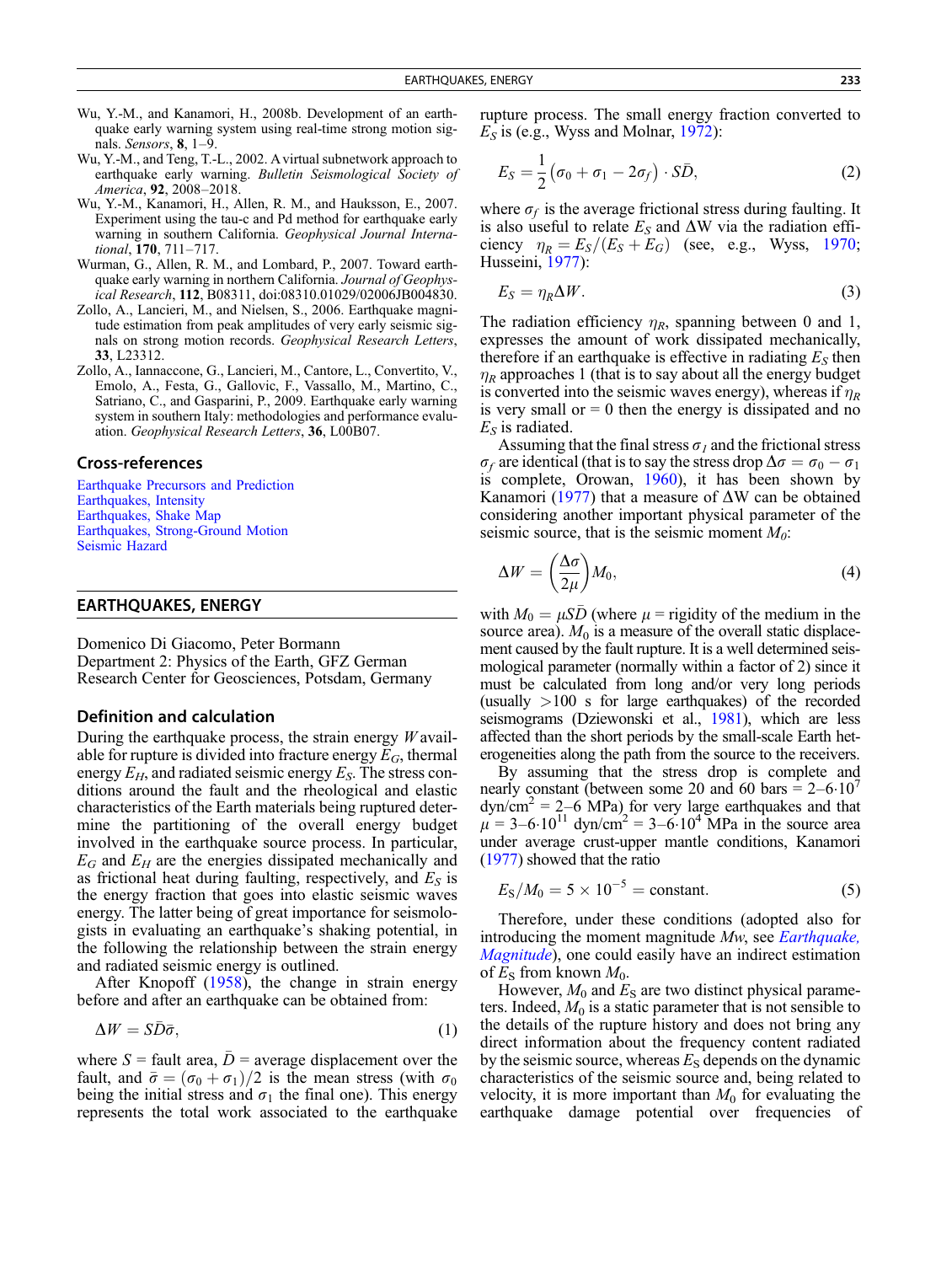Wu, Y.-M., and Kanamori, H., 2008b. Development of an earthquake early warning system using real-time strong motion signals. *Sensors*, **8**, 1–9.

Wu, Y.-M., and Teng, T.-L., 2002. A virtual subnetwork approach to earthquake early warning. *Bulletin Seismological Society of America*, **92**, 2008–2018.

Wu, Y.-M., Kanamori, H., Allen, R. M., and Hauksson, E., 2007. Experiment using the tau-c and Pd method for earthquake early warning in southern California. *Geophysical Journal International*, **170**, 711–717.

Wurman, G., Allen, R. M., and Lombard, P., 2007. Toward earthquake early warning in northern California. *Journal of Geophysical Research*, **112**, B08311, doi:08310.01029/02006JB004830.

Zollo, A., Lancieri, M., and Nielsen, S., 2006. Earthquake magnitude estimation from peak amplitudes of very early seismic signals on strong motion records. *Geophysical Research Letters*, **33**, L23312.

Zollo, A., Iannaccone, G., Lancieri, M., Cantore, L., Convertito, V., Emolo, A., Festa, G., Gallovic, F., Vassallo, M., Martino, C., Satriano, C., and Gasparini, P., 2009. Earthquake early warning system in southern Italy: methodologies and performance evaluation. *Geophysical Research Letters*, **36**, L00B07.

## Cross-references

Earthquake Precursors and Prediction
Earthquakes, Intensity
Earthquakes, Shake Map
Earthquakes, Strong-Ground Motion
Seismic Hazard

---

## EARTHQUAKES, ENERGY

Domenico Di Giacomo, Peter Bormann
Department 2: Physics of the Earth, GFZ German Research Center for Geosciences, Potsdam, Germany

### Definition and calculation

During the earthquake process, the strain energy $W$ available for rupture is divided into fracture energy $E_G$, thermal energy $E_H$, and radiated seismic energy $E_S$. The stress conditions around the fault and the rheological and elastic characteristics of the Earth materials being ruptured determine the partitioning of the overall energy budget involved in the earthquake source process. In particular, $E_G$ and $E_H$ are the energies dissipated mechanically and as frictional heat during faulting, respectively, and $E_S$ is the energy fraction that goes into elastic seismic waves energy. The latter being of great importance for seismologists in evaluating an earthquake's shaking potential, in the following the relationship between the strain energy and radiated seismic energy is outlined.

After Knopoff (1958), the change in strain energy before and after an earthquake can be obtained from:

$$\Delta W = S\bar{D}\bar{\sigma}, \tag{1}$$

where $S$ = fault area, $\bar{D}$ = average displacement over the fault, and $\bar{\sigma} = (\sigma_0 + \sigma_1)/2$ is the mean stress (with $\sigma_0$ being the initial stress and $\sigma_1$ the final one). This energy represents the total work associated to the earthquake rupture process. The small energy fraction converted to $E_S$ is (e.g., Wyss and Molnar, 1972):

$$E_S = \frac{1}{2}\left(\sigma_0 + \sigma_1 - 2\sigma_f\right) \cdot S\bar{D}, \tag{2}$$

where $\sigma_f$ is the average frictional stress during faulting. It is also useful to relate $E_S$ and $\Delta W$ via the radiation efficiency $\eta_R = E_S/(E_S + E_G)$ (see, e.g., Wyss, 1970; Husseini, 1977):

$$E_S = \eta_R \Delta W. \tag{3}$$

The radiation efficiency $\eta_R$, spanning between 0 and 1, expresses the amount of work dissipated mechanically, therefore if an earthquake is effective in radiating $E_S$ then $\eta_R$ approaches 1 (that is to say about all the energy budget is converted into the seismic waves energy), whereas if $\eta_R$ is very small or = 0 then the energy is dissipated and no $E_S$ is radiated.

Assuming that the final stress $\sigma_1$ and the frictional stress $\sigma_f$ are identical (that is to say the stress drop $\Delta\sigma = \sigma_0 - \sigma_1$ is complete, Orowan, 1960), it has been shown by Kanamori (1977) that a measure of $\Delta W$ can be obtained considering another important physical parameter of the seismic source, that is the seismic moment $M_0$:

$$\Delta W = \left(\frac{\Delta\sigma}{2\mu}\right) M_0, \tag{4}$$

with $M_0 = \mu S\bar{D}$ (where $\mu$ = rigidity of the medium in the source area). $M_0$ is a measure of the overall static displacement caused by the fault rupture. It is a well determined seismological parameter (normally within a factor of 2) since it must be calculated from long and/or very long periods (usually >100 s for large earthquakes) of the recorded seismograms (Dziewonski et al., 1981), which are less affected than the short periods by the small-scale Earth heterogeneities along the path from the source to the receivers.

By assuming that the stress drop is complete and nearly constant (between some 20 and 60 bars = $2–6 \cdot 10^7$ dyn/cm$^2$ = 2–6 MPa) for very large earthquakes and that $\mu = 3–6 \cdot 10^{11}$ dyn/cm$^2$ = $3–6 \cdot 10^4$ MPa in the source area under average crust-upper mantle conditions, Kanamori (1977) showed that the ratio

$$E_S/M_0 = 5 \times 10^{-5} = \text{constant}. \tag{5}$$

Therefore, under these conditions (adopted also for introducing the moment magnitude $Mw$, see *Earthquake, Magnitude*), one could easily have an indirect estimation of $E_S$ from known $M_0$.

However, $M_0$ and $E_S$ are two distinct physical parameters. Indeed, $M_0$ is a static parameter that is not sensible to the details of the rupture history and does not bring any direct information about the frequency content radiated by the seismic source, whereas $E_S$ depends on the dynamic characteristics of the seismic source and, being related to velocity, it is more important than $M_0$ for evaluating the earthquake damage potential over frequencies of